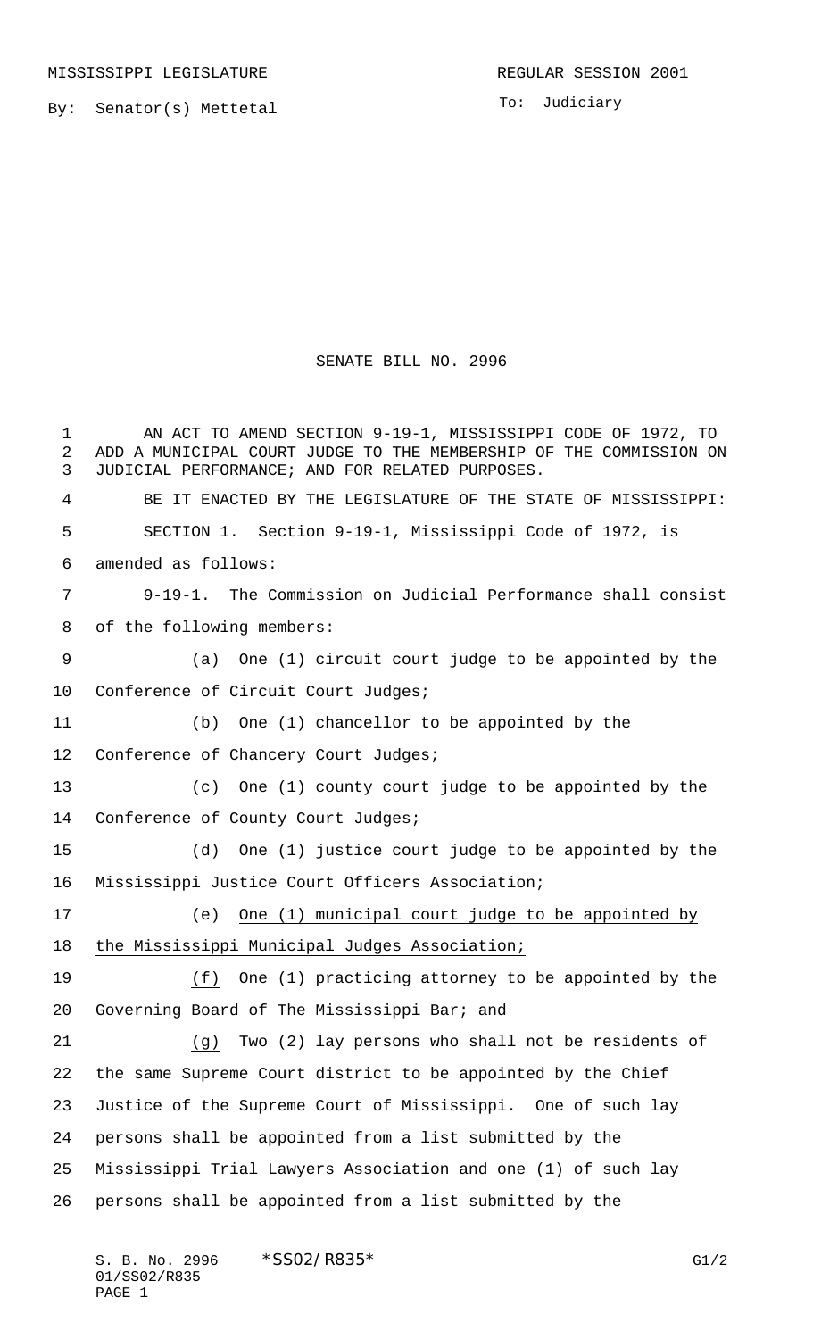MISSISSIPPI LEGISLATURE REGULAR SESSION 2001

By: Senator(s) Mettetal

To: Judiciary

# SENATE BILL NO. 2996

AN ACT TO AMEND SECTION 9-19-1, MISSISSIPPI CODE OF 1972, TO ADD A MUNICIPAL COURT JUDGE TO THE MEMBERSHIP OF THE COMMISSION ON JUDICIAL PERFORMANCE; AND FOR RELATED PURPOSES.

BE IT ENACTED BY THE LEGISLATURE OF THE STATE OF MISSISSIPPI:

SECTION 1. Section 9-19-1, Mississippi Code of 1972, is amended as follows:

9-19-1. The Commission on Judicial Performance shall consist of the following members:

(a) One (1) circuit court judge to be appointed by the Conference of Circuit Court Judges;

(b) One (1) chancellor to be appointed by the Conference of Chancery Court Judges;

(c) One (1) county court judge to be appointed by the Conference of County Court Judges;

(d) One (1) justice court judge to be appointed by the Mississippi Justice Court Officers Association;

(e) <u>One (1) municipal court judge to be appointed by the Mississippi Municipal Judges Association;</u>

<u>(f)</u> One (1) practicing attorney to be appointed by the Governing Board of <u>The Mississippi Bar</u>; and

<u>(g)</u> Two (2) lay persons who shall not be residents of the same Supreme Court district to be appointed by the Chief Justice of the Supreme Court of Mississippi. One of such lay persons shall be appointed from a list submitted by the Mississippi Trial Lawyers Association and one (1) of such lay persons shall be appointed from a list submitted by the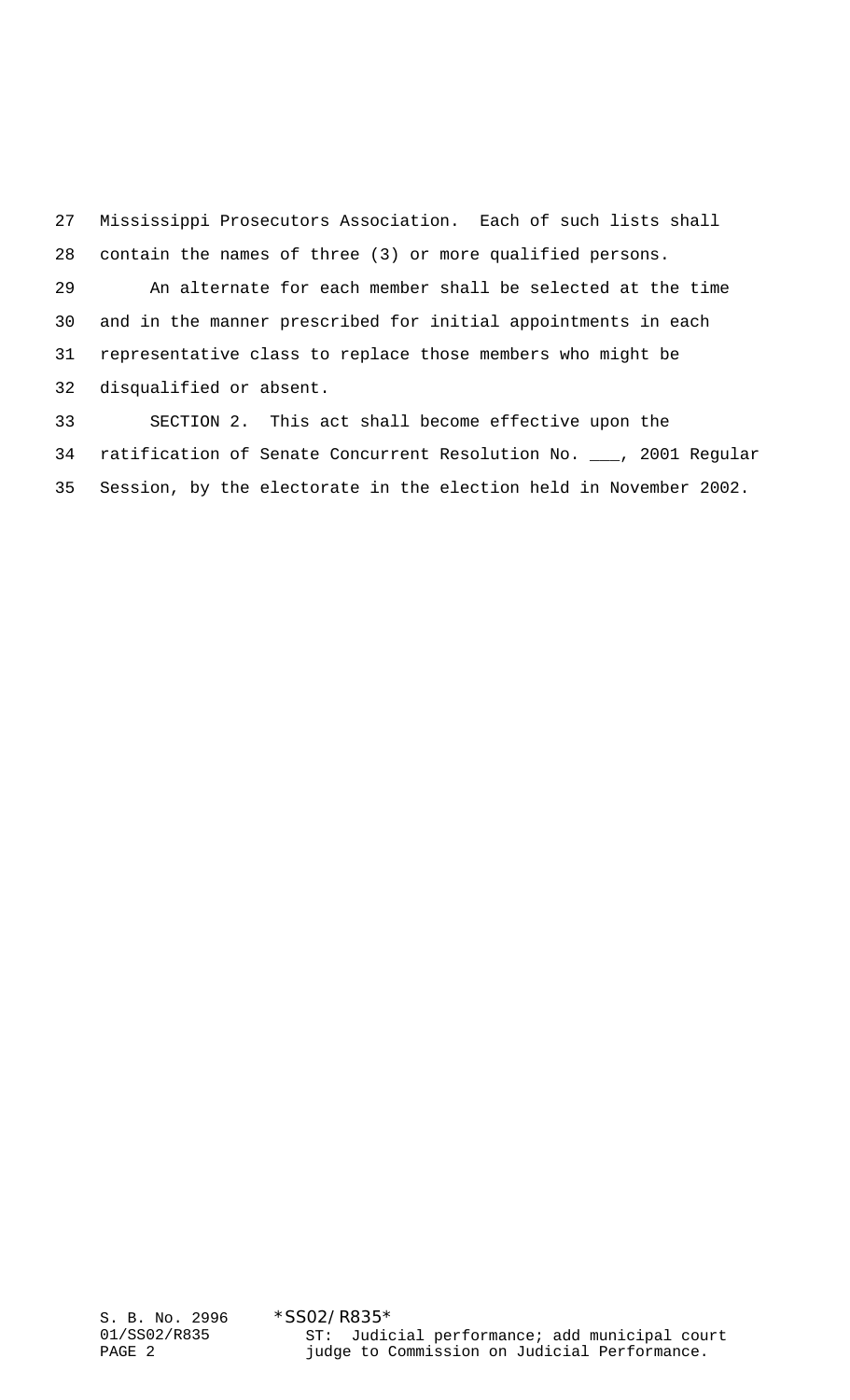Mississippi Prosecutors Association. Each of such lists shall contain the names of three (3) or more qualified persons.

An alternate for each member shall be selected at the time and in the manner prescribed for initial appointments in each representative class to replace those members who might be disqualified or absent.

SECTION 2. This act shall become effective upon the ratification of Senate Concurrent Resolution No. ___, 2001 Regular Session, by the electorate in the election held in November 2002.